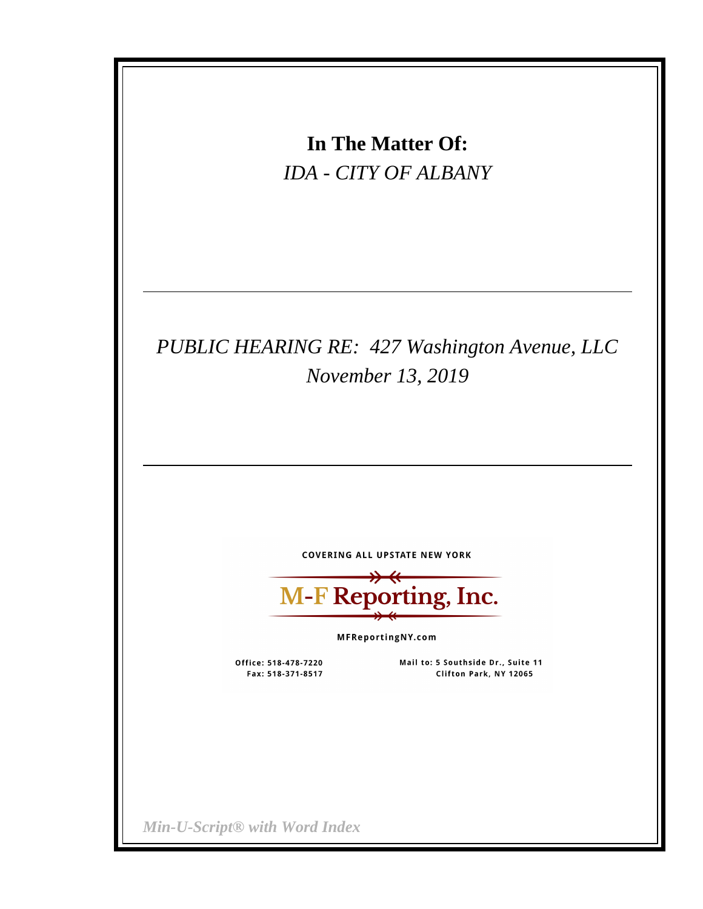**In The Matter Of:**

*IDA - CITY OF ALBANY*

---

*PUBLIC HEARING RE: 427 Washington Avenue, LLC*

*November 13, 2019*

---

COVERING ALL UPSTATE NEW YORK

M-F Reporting, Inc.

MFReportingNY.com

Office: 518-478-7220
Fax: 518-371-8517

Mail to: 5 Southside Dr., Suite 11
Clifton Park, NY 12065

*Min-U-Script® with Word Index*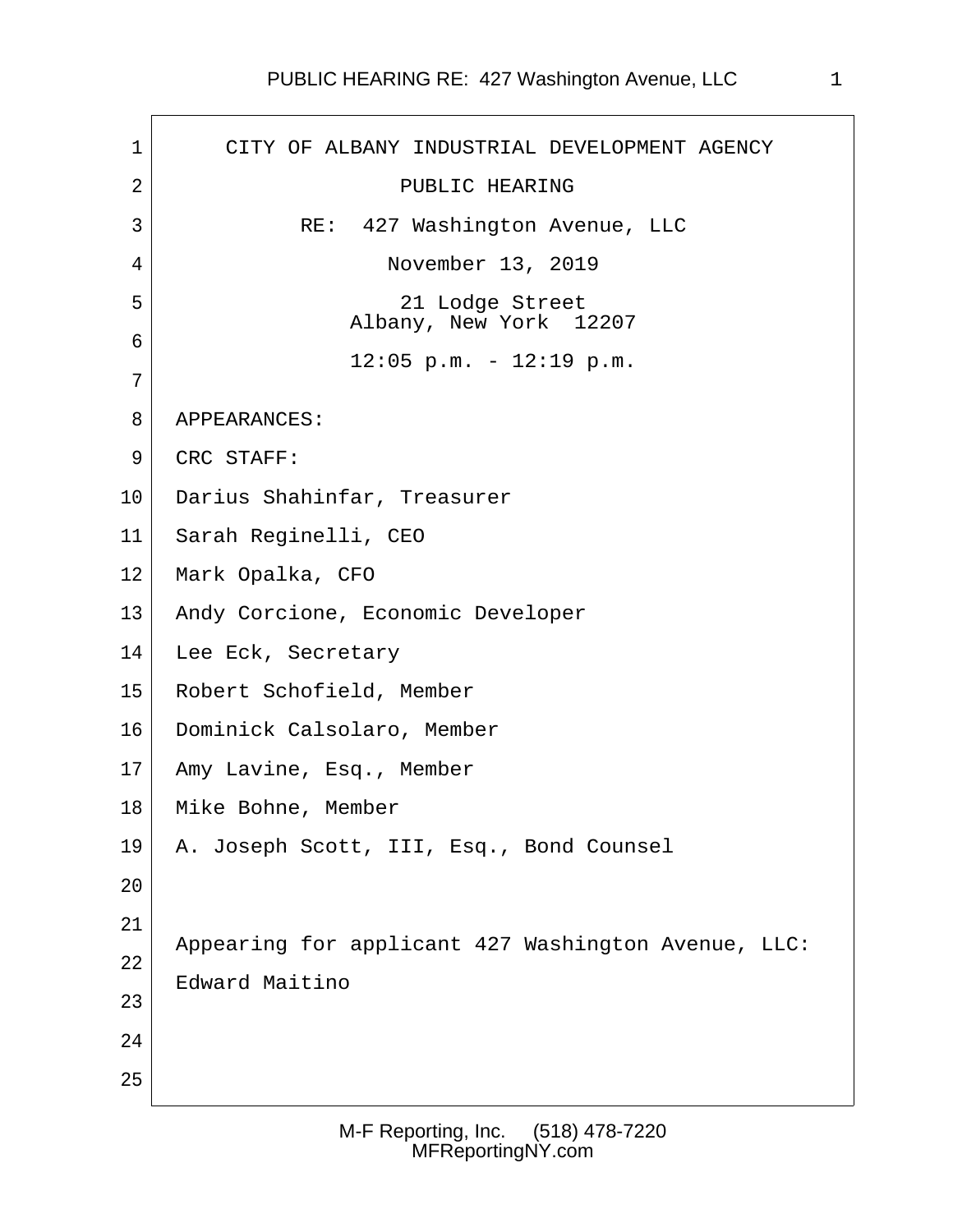CITY OF ALBANY INDUSTRIAL DEVELOPMENT AGENCY

PUBLIC HEARING

RE: 427 Washington Avenue, LLC

November 13, 2019

21 Lodge Street
Albany, New York 12207

12:05 p.m. - 12:19 p.m.

APPEARANCES:

CRC STAFF:

Darius Shahinfar, Treasurer
Sarah Reginelli, CEO
Mark Opalka, CFO
Andy Corcione, Economic Developer
Lee Eck, Secretary
Robert Schofield, Member
Dominick Calsolaro, Member
Amy Lavine, Esq., Member
Mike Bohne, Member
A. Joseph Scott, III, Esq., Bond Counsel

Appearing for applicant 427 Washington Avenue, LLC:
Edward Maitino

M-F Reporting, Inc. (518) 478-7220
MFReportingNY.com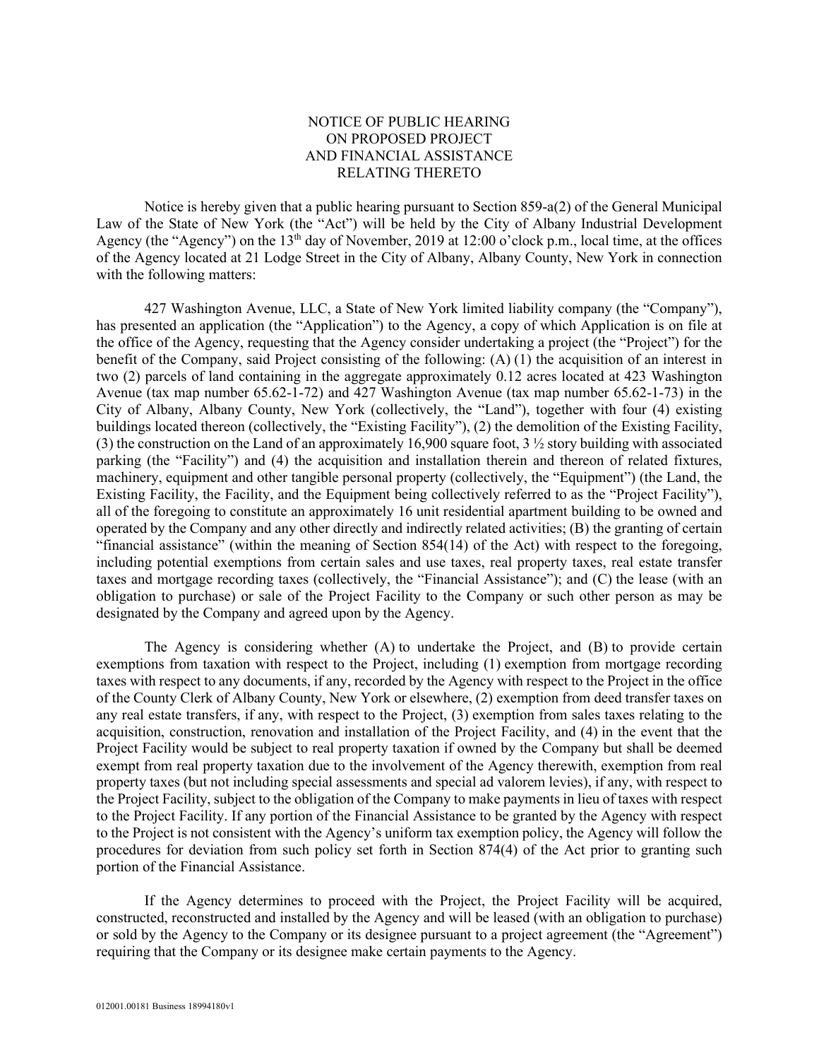# NOTICE OF PUBLIC HEARING ON PROPOSED PROJECT AND FINANCIAL ASSISTANCE RELATING THERETO

Notice is hereby given that a public hearing pursuant to Section 859-a(2) of the General Municipal Law of the State of New York (the "Act") will be held by the City of Albany Industrial Development Agency (the "Agency") on the 13th day of November, 2019 at 12:00 o'clock p.m., local time, at the offices of the Agency located at 21 Lodge Street in the City of Albany, Albany County, New York in connection with the following matters:

427 Washington Avenue, LLC, a State of New York limited liability company (the "Company"), has presented an application (the "Application") to the Agency, a copy of which Application is on file at the office of the Agency, requesting that the Agency consider undertaking a project (the "Project") for the benefit of the Company, said Project consisting of the following: (A) (1) the acquisition of an interest in two (2) parcels of land containing in the aggregate approximately 0.12 acres located at 423 Washington Avenue (tax map number 65.62-1-72) and 427 Washington Avenue (tax map number 65.62-1-73) in the City of Albany, Albany County, New York (collectively, the "Land"), together with four (4) existing buildings located thereon (collectively, the "Existing Facility"), (2) the demolition of the Existing Facility, (3) the construction on the Land of an approximately 16,900 square foot, 3 ½ story building with associated parking (the "Facility") and (4) the acquisition and installation therein and thereon of related fixtures, machinery, equipment and other tangible personal property (collectively, the "Equipment") (the Land, the Existing Facility, the Facility, and the Equipment being collectively referred to as the "Project Facility"), all of the foregoing to constitute an approximately 16 unit residential apartment building to be owned and operated by the Company and any other directly and indirectly related activities; (B) the granting of certain "financial assistance" (within the meaning of Section 854(14) of the Act) with respect to the foregoing, including potential exemptions from certain sales and use taxes, real property taxes, real estate transfer taxes and mortgage recording taxes (collectively, the "Financial Assistance"); and (C) the lease (with an obligation to purchase) or sale of the Project Facility to the Company or such other person as may be designated by the Company and agreed upon by the Agency.

The Agency is considering whether (A) to undertake the Project, and (B) to provide certain exemptions from taxation with respect to the Project, including (1) exemption from mortgage recording taxes with respect to any documents, if any, recorded by the Agency with respect to the Project in the office of the County Clerk of Albany County, New York or elsewhere, (2) exemption from deed transfer taxes on any real estate transfers, if any, with respect to the Project, (3) exemption from sales taxes relating to the acquisition, construction, renovation and installation of the Project Facility, and (4) in the event that the Project Facility would be subject to real property taxation if owned by the Company but shall be deemed exempt from real property taxation due to the involvement of the Agency therewith, exemption from real property taxes (but not including special assessments and special ad valorem levies), if any, with respect to the Project Facility, subject to the obligation of the Company to make payments in lieu of taxes with respect to the Project Facility. If any portion of the Financial Assistance to be granted by the Agency with respect to the Project is not consistent with the Agency's uniform tax exemption policy, the Agency will follow the procedures for deviation from such policy set forth in Section 874(4) of the Act prior to granting such portion of the Financial Assistance.

If the Agency determines to proceed with the Project, the Project Facility will be acquired, constructed, reconstructed and installed by the Agency and will be leased (with an obligation to purchase) or sold by the Agency to the Company or its designee pursuant to a project agreement (the "Agreement") requiring that the Company or its designee make certain payments to the Agency.

012001.00181 Business 18994180v1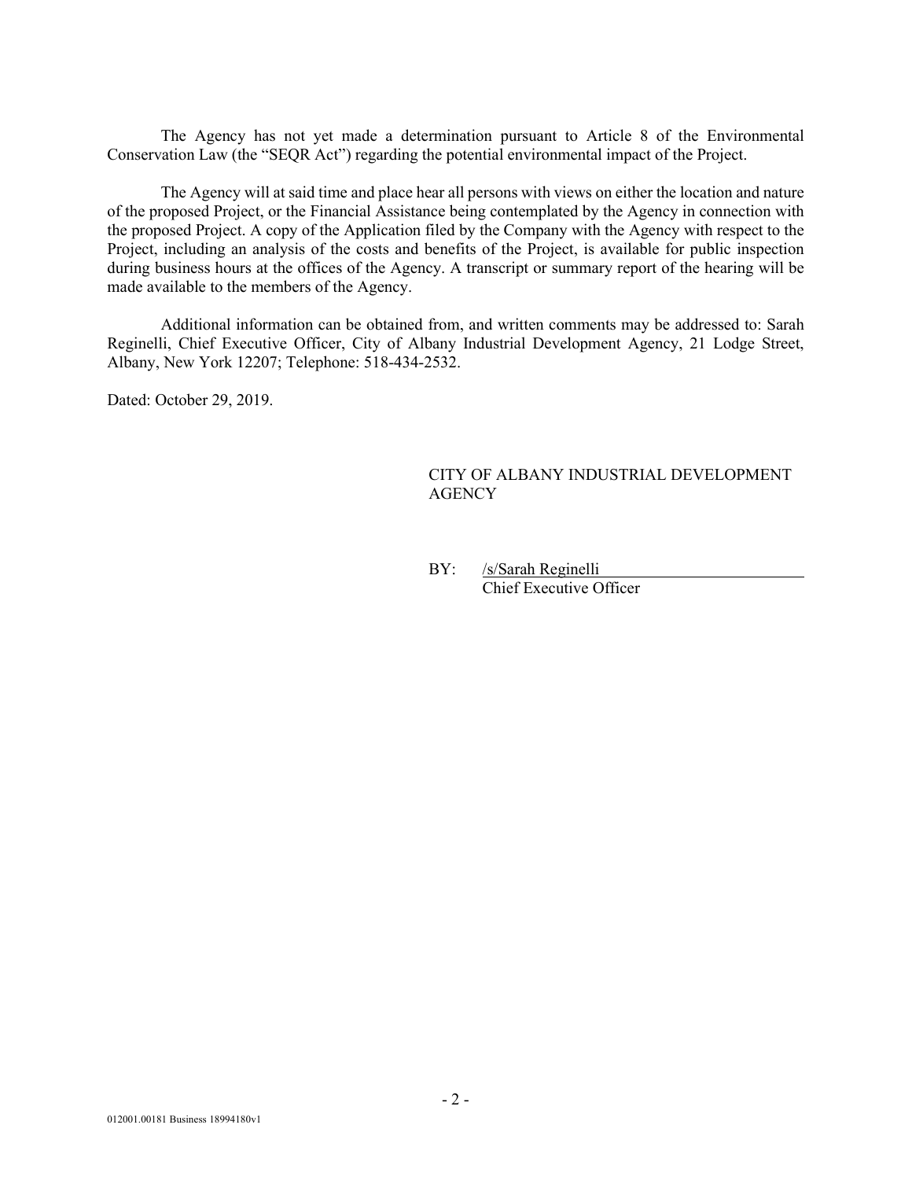The Agency has not yet made a determination pursuant to Article 8 of the Environmental Conservation Law (the "SEQR Act") regarding the potential environmental impact of the Project.

The Agency will at said time and place hear all persons with views on either the location and nature of the proposed Project, or the Financial Assistance being contemplated by the Agency in connection with the proposed Project. A copy of the Application filed by the Company with the Agency with respect to the Project, including an analysis of the costs and benefits of the Project, is available for public inspection during business hours at the offices of the Agency. A transcript or summary report of the hearing will be made available to the members of the Agency.

Additional information can be obtained from, and written comments may be addressed to: Sarah Reginelli, Chief Executive Officer, City of Albany Industrial Development Agency, 21 Lodge Street, Albany, New York 12207; Telephone: 518-434-2532.

Dated: October 29, 2019.

CITY OF ALBANY INDUSTRIAL DEVELOPMENT AGENCY

BY: /s/Sarah Reginelli
Chief Executive Officer

012001.00181 Business 18994180v1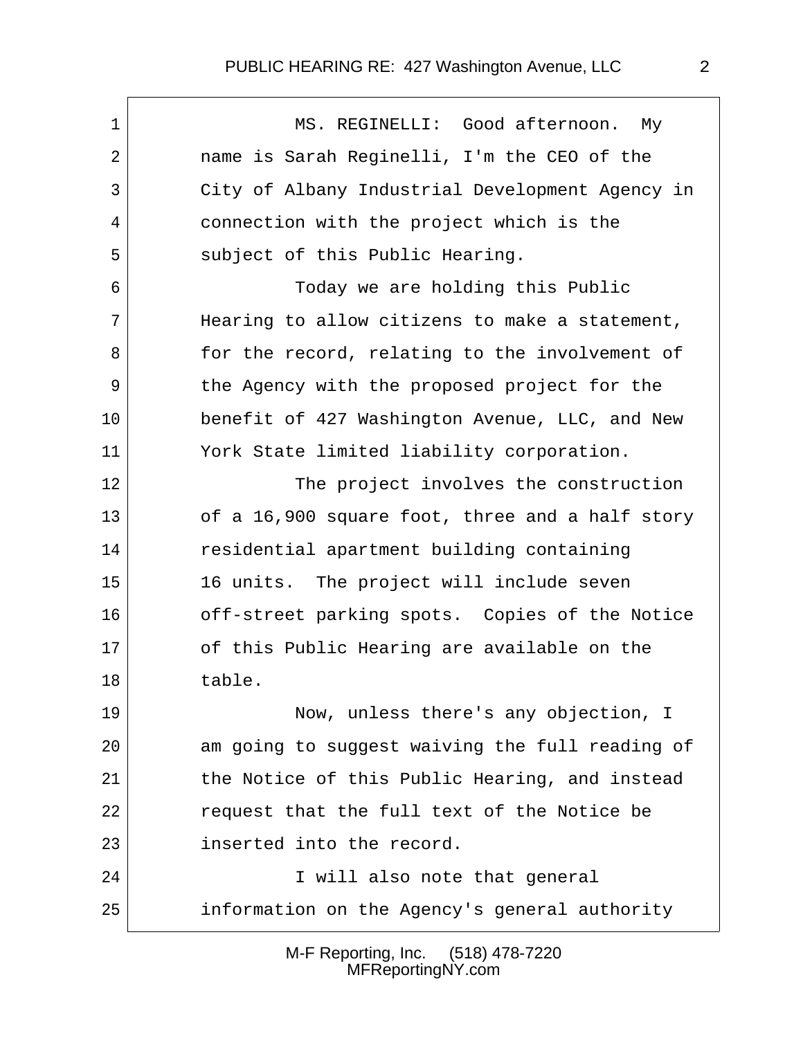MS. REGINELLI: Good afternoon. My name is Sarah Reginelli, I'm the CEO of the City of Albany Industrial Development Agency in connection with the project which is the subject of this Public Hearing.

Today we are holding this Public Hearing to allow citizens to make a statement, for the record, relating to the involvement of the Agency with the proposed project for the benefit of 427 Washington Avenue, LLC, and New York State limited liability corporation.

The project involves the construction of a 16,900 square foot, three and a half story residential apartment building containing 16 units. The project will include seven off-street parking spots. Copies of the Notice of this Public Hearing are available on the table.

Now, unless there's any objection, I am going to suggest waiving the full reading of the Notice of this Public Hearing, and instead request that the full text of the Notice be inserted into the record.

I will also note that general information on the Agency's general authority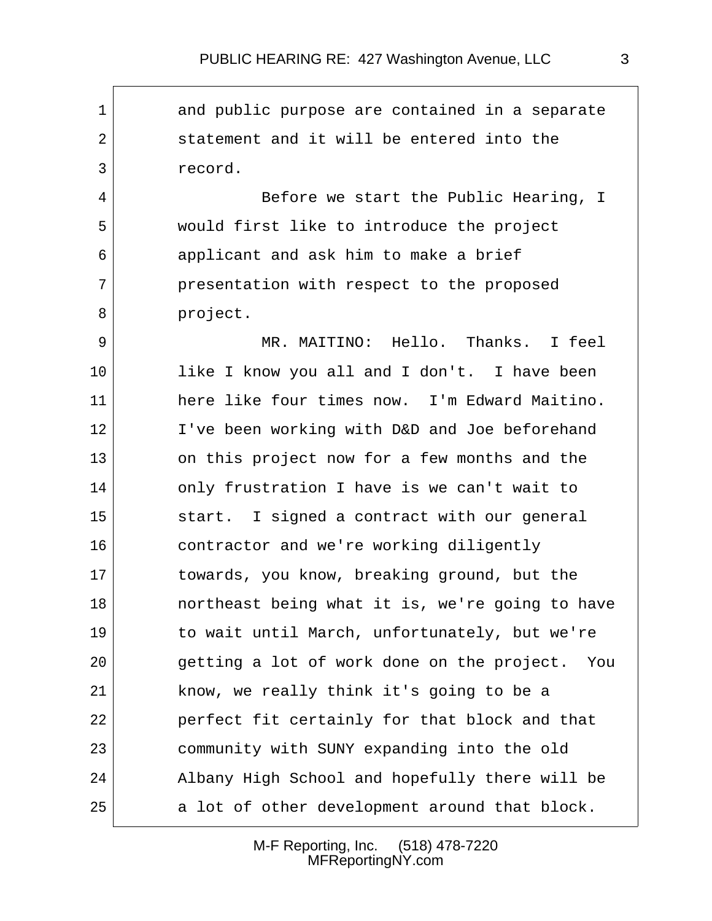and public purpose are contained in a separate statement and it will be entered into the record.

Before we start the Public Hearing, I would first like to introduce the project applicant and ask him to make a brief presentation with respect to the proposed project.

MR. MAITINO: Hello. Thanks. I feel like I know you all and I don't. I have been here like four times now. I'm Edward Maitino. I've been working with D&D and Joe beforehand on this project now for a few months and the only frustration I have is we can't wait to start. I signed a contract with our general contractor and we're working diligently towards, you know, breaking ground, but the northeast being what it is, we're going to have to wait until March, unfortunately, but we're getting a lot of work done on the project. You know, we really think it's going to be a perfect fit certainly for that block and that community with SUNY expanding into the old Albany High School and hopefully there will be a lot of other development around that block.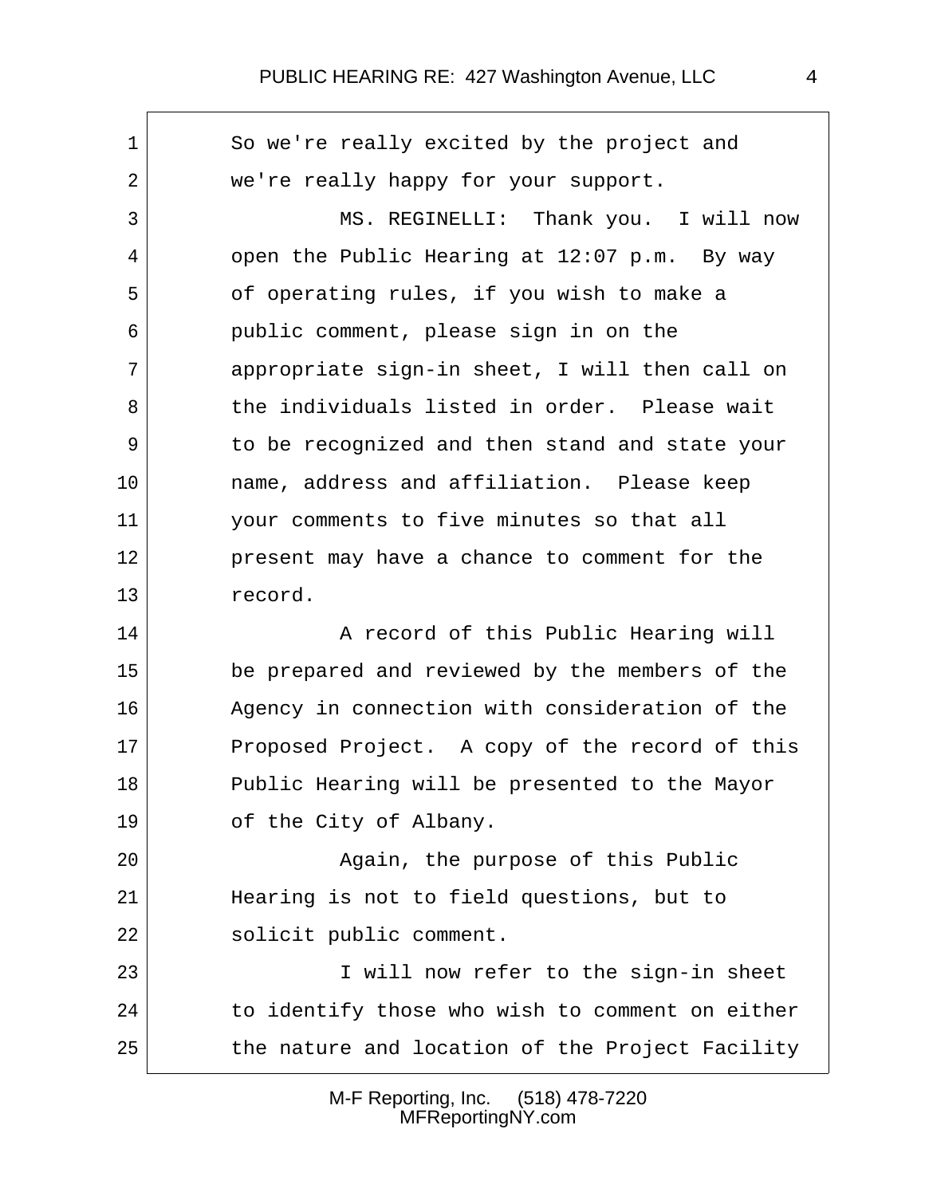So we're really excited by the project and we're really happy for your support.

MS. REGINELLI: Thank you. I will now open the Public Hearing at 12:07 p.m. By way of operating rules, if you wish to make a public comment, please sign in on the appropriate sign-in sheet, I will then call on the individuals listed in order. Please wait to be recognized and then stand and state your name, address and affiliation. Please keep your comments to five minutes so that all present may have a chance to comment for the record.

A record of this Public Hearing will be prepared and reviewed by the members of the Agency in connection with consideration of the Proposed Project. A copy of the record of this Public Hearing will be presented to the Mayor of the City of Albany.

Again, the purpose of this Public Hearing is not to field questions, but to solicit public comment.

I will now refer to the sign-in sheet to identify those who wish to comment on either the nature and location of the Project Facility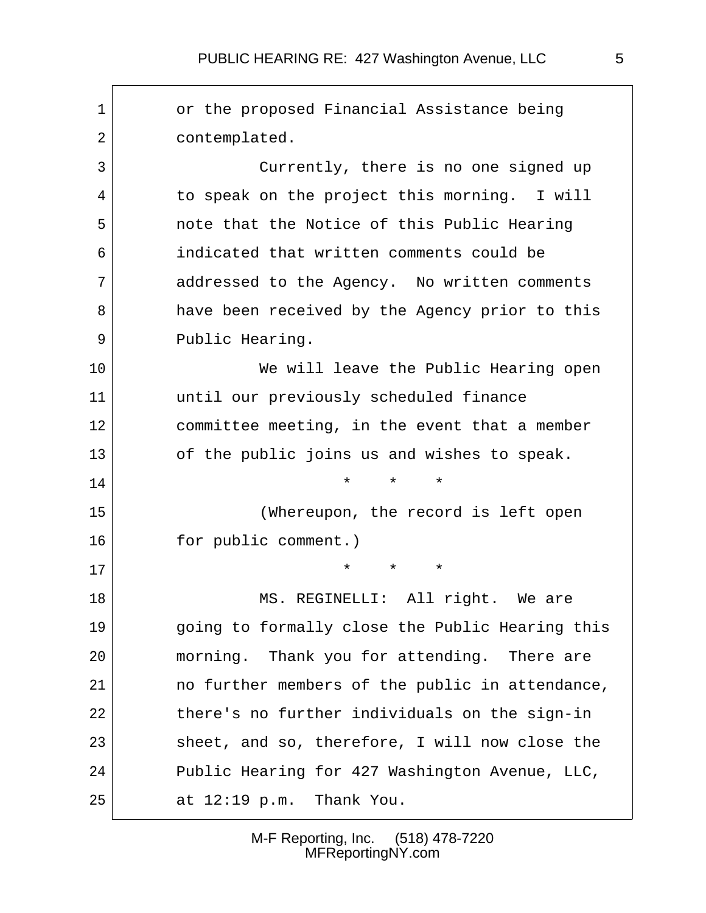or the proposed Financial Assistance being contemplated.

Currently, there is no one signed up to speak on the project this morning. I will note that the Notice of this Public Hearing indicated that written comments could be addressed to the Agency. No written comments have been received by the Agency prior to this Public Hearing.

We will leave the Public Hearing open until our previously scheduled finance committee meeting, in the event that a member of the public joins us and wishes to speak.

\* \* \*

(Whereupon, the record is left open for public comment.)

\* \* \*

MS. REGINELLI: All right. We are going to formally close the Public Hearing this morning. Thank you for attending. There are no further members of the public in attendance, there's no further individuals on the sign-in sheet, and so, therefore, I will now close the Public Hearing for 427 Washington Avenue, LLC, at 12:19 p.m. Thank You.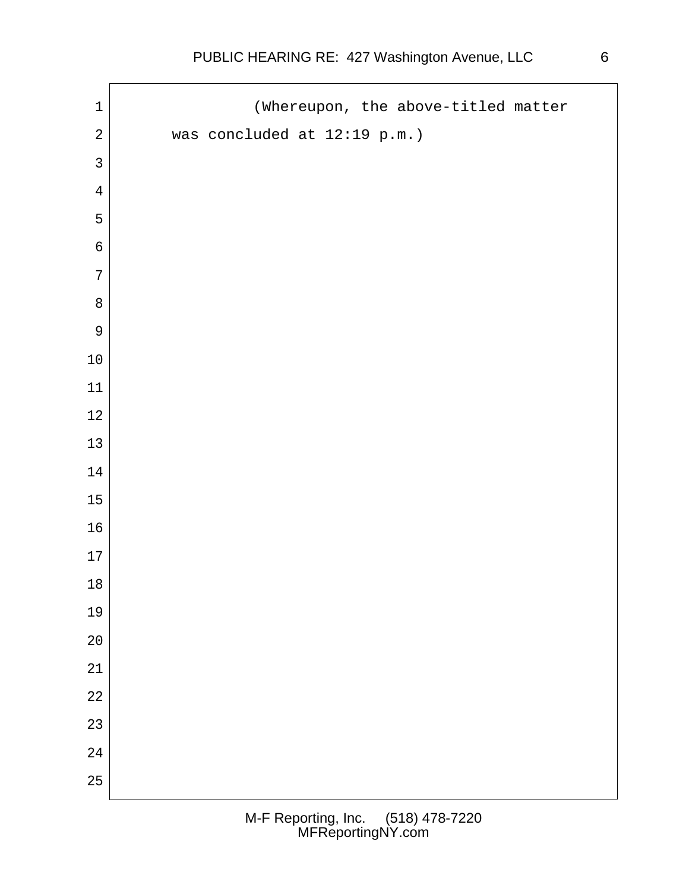(Whereupon, the above-titled matter was concluded at 12:19 p.m.)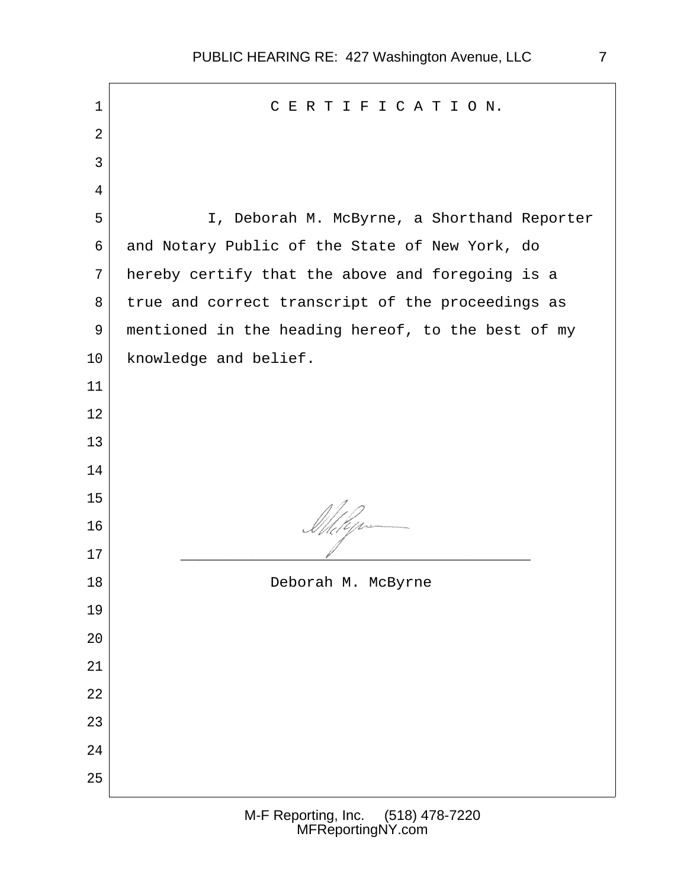# C E R T I F I C A T I O N.

I, Deborah M. McByrne, a Shorthand Reporter and Notary Public of the State of New York, do hereby certify that the above and foregoing is a true and correct transcript of the proceedings as mentioned in the heading hereof, to the best of my knowledge and belief.

_______________________________________

Deborah M. McByrne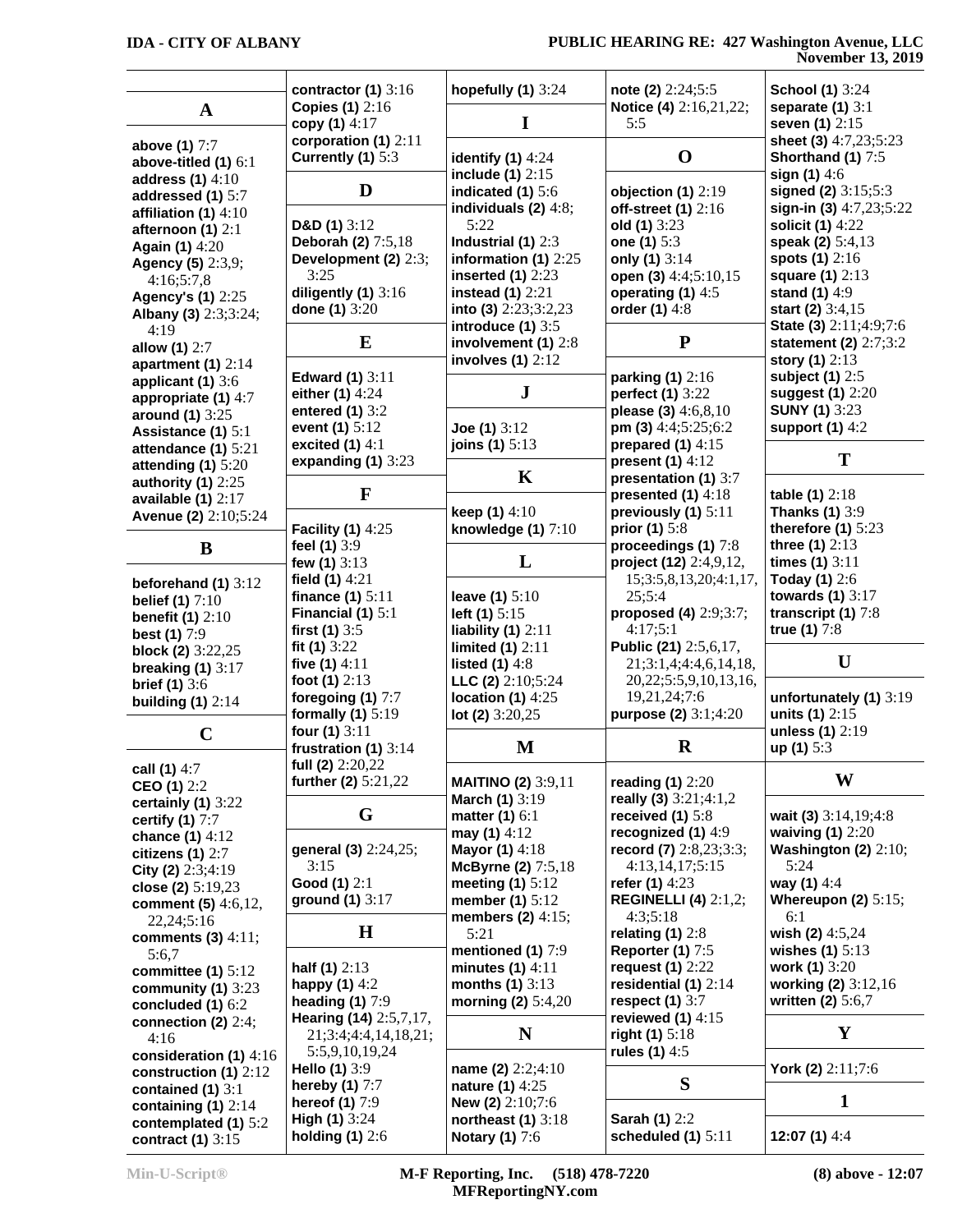## A

**above (1)** 7:7
**above-titled (1)** 6:1
**address (1)** 4:10
**addressed (1)** 5:7
**affiliation (1)** 4:10
**afternoon (1)** 2:1
**Again (1)** 4:20
**Agency (5)** 2:3,9; 4:16;5:7,8
**Agency's (1)** 2:25
**Albany (3)** 2:3;3:24; 4:19
**allow (1)** 2:7
**apartment (1)** 2:14
**applicant (1)** 3:6
**appropriate (1)** 4:7
**around (1)** 3:25
**Assistance (1)** 5:1
**attendance (1)** 5:21
**attending (1)** 5:20
**authority (1)** 2:25
**available (1)** 2:17
**Avenue (2)** 2:10;5:24

## B

**beforehand (1)** 3:12
**belief (1)** 7:10
**benefit (1)** 2:10
**best (1)** 7:9
**block (2)** 3:22,25
**breaking (1)** 3:17
**brief (1)** 3:6
**building (1)** 2:14

## C

**call (1)** 4:7
**CEO (1)** 2:2
**certainly (1)** 3:22
**certify (1)** 7:7
**chance (1)** 4:12
**citizens (1)** 2:7
**City (2)** 2:3;4:19
**close (2)** 5:19,23
**comment (5)** 4:6,12, 22,24;5:16
**comments (3)** 4:11; 5:6,7
**committee (1)** 5:12
**community (1)** 3:23
**concluded (1)** 6:2
**connection (2)** 2:4; 4:16
**consideration (1)** 4:16
**construction (1)** 2:12
**contained (1)** 3:1
**containing (1)** 2:14
**contemplated (1)** 5:2
**contract (1)** 3:15
**contractor (1)** 3:16
**Copies (1)** 2:16
**copy (1)** 4:17
**corporation (1)** 2:11
**Currently (1)** 5:3

## D

**D&D (1)** 3:12
**Deborah (2)** 7:5,18
**Development (2)** 2:3; 3:25
**diligently (1)** 3:16
**done (1)** 3:20

## E

**Edward (1)** 3:11
**either (1)** 4:24
**entered (1)** 3:2
**event (1)** 5:12
**excited (1)** 4:1
**expanding (1)** 3:23

## F

**Facility (1)** 4:25
**feel (1)** 3:9
**few (1)** 3:13
**field (1)** 4:21
**finance (1)** 5:11
**Financial (1)** 5:1
**first (1)** 3:5
**fit (1)** 3:22
**five (1)** 4:11
**foot (1)** 2:13
**foregoing (1)** 7:7
**formally (1)** 5:19
**four (1)** 3:11
**frustration (1)** 3:14
**full (2)** 2:20,22
**further (2)** 5:21,22

## G

**general (3)** 2:24,25; 3:15
**Good (1)** 2:1
**ground (1)** 3:17

## H

**half (1)** 2:13
**happy (1)** 4:2
**heading (1)** 7:9
**Hearing (14)** 2:5,7,17, 21;3:4;4:4,14,18,21; 5:5,9,10,19,24
**Hello (1)** 3:9
**hereby (1)** 7:7
**hereof (1)** 7:9
**High (1)** 3:24
**holding (1)** 2:6
**hopefully (1)** 3:24

## I

**identify (1)** 4:24
**include (1)** 2:15
**indicated (1)** 5:6
**individuals (2)** 4:8; 5:22
**Industrial (1)** 2:3
**information (1)** 2:25
**inserted (1)** 2:23
**instead (1)** 2:21
**into (3)** 2:23;3:2,23
**introduce (1)** 3:5
**involvement (1)** 2:8
**involves (1)** 2:12

## J

**Joe (1)** 3:12
**joins (1)** 5:13

## K

**keep (1)** 4:10
**knowledge (1)** 7:10

## L

**leave (1)** 5:10
**left (1)** 5:15
**liability (1)** 2:11
**limited (1)** 2:11
**listed (1)** 4:8
**LLC (2)** 2:10;5:24
**location (1)** 4:25
**lot (2)** 3:20,25

## M

**MAITINO (2)** 3:9,11
**March (1)** 3:19
**matter (1)** 6:1
**may (1)** 4:12
**Mayor (1)** 4:18
**McByrne (2)** 7:5,18
**meeting (1)** 5:12
**member (1)** 5:12
**members (2)** 4:15; 5:21
**mentioned (1)** 7:9
**minutes (1)** 4:11
**months (1)** 3:13
**morning (2)** 5:4,20

## N

**name (2)** 2:2;4:10
**nature (1)** 4:25
**New (2)** 2:10;7:6
**northeast (1)** 3:18
**Notary (1)** 7:6
**note (2)** 2:24;5:5
**Notice (4)** 2:16,21,22; 5:5

## O

**objection (1)** 2:19
**off-street (1)** 2:16
**old (1)** 3:23
**one (1)** 5:3
**only (1)** 3:14
**open (3)** 4:4;5:10,15
**operating (1)** 4:5
**order (1)** 4:8

## P

**parking (1)** 2:16
**perfect (1)** 3:22
**please (3)** 4:6,8,10
**pm (3)** 4:4;5:25;6:2
**prepared (1)** 4:15
**present (1)** 4:12
**presentation (1)** 3:7
**presented (1)** 4:18
**previously (1)** 5:11
**prior (1)** 5:8
**proceedings (1)** 7:8
**project (12)** 2:4,9,12, 15;3:5,8,13,20;4:1,17, 25;5:4
**proposed (4)** 2:9;3:7; 4:17;5:1
**Public (21)** 2:5,6,17, 21;3:1,4;4:4,6,14,18, 20,22;5:5,9,10,13,16, 19,21,24;7:6
**purpose (2)** 3:1;4:20

## R

**reading (1)** 2:20
**really (3)** 3:21;4:1,2
**received (1)** 5:8
**recognized (1)** 4:9
**record (7)** 2:8,23;3:3; 4:13,14,17;5:15
**refer (1)** 4:23
**REGINELLI (4)** 2:1,2; 4:3;5:18
**relating (1)** 2:8
**Reporter (1)** 7:5
**request (1)** 2:22
**residential (1)** 2:14
**respect (1)** 3:7
**reviewed (1)** 4:15
**right (1)** 5:18
**rules (1)** 4:5

## S

**Sarah (1)** 2:2
**scheduled (1)** 5:11
**School (1)** 3:24
**separate (1)** 3:1
**seven (1)** 2:15
**sheet (3)** 4:7,23;5:23
**Shorthand (1)** 7:5
**sign (1)** 4:6
**signed (2)** 3:15;5:3
**sign-in (3)** 4:7,23;5:22
**solicit (1)** 4:22
**speak (2)** 5:4,13
**spots (1)** 2:16
**square (1)** 2:13
**stand (1)** 4:9
**start (2)** 3:4,15
**State (3)** 2:11;4:9;7:6
**statement (2)** 2:7;3:2
**story (1)** 2:13
**subject (1)** 2:5
**suggest (1)** 2:20
**SUNY (1)** 3:23
**support (1)** 4:2

## T

**table (1)** 2:18
**Thanks (1)** 3:9
**therefore (1)** 5:23
**three (1)** 2:13
**times (1)** 3:11
**Today (1)** 2:6
**towards (1)** 3:17
**transcript (1)** 7:8
**true (1)** 7:8

## U

**unfortunately (1)** 3:19
**units (1)** 2:15
**unless (1)** 2:19
**up (1)** 5:3

## W

**wait (3)** 3:14,19;4:8
**waiving (1)** 2:20
**Washington (2)** 2:10; 5:24
**way (1)** 4:4
**Whereupon (2)** 5:15; 6:1
**wish (2)** 4:5,24
**wishes (1)** 5:13
**work (1)** 3:20
**working (2)** 3:12,16
**written (2)** 5:6,7

## Y

**York (2)** 2:11;7:6

## 1

**12:07 (1)** 4:4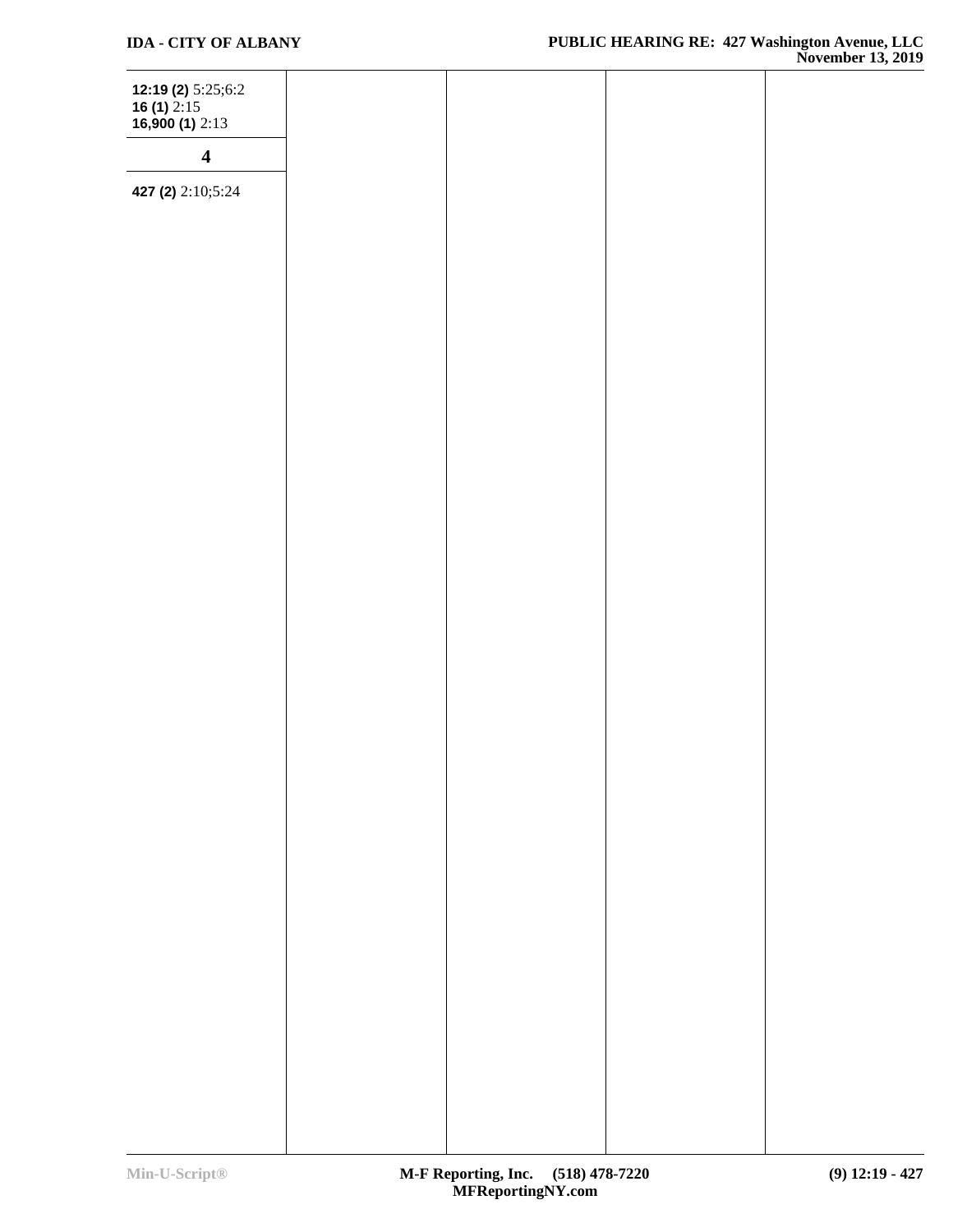**12:19 (2)** 5:25;6:2
**16 (1)** 2:15
**16,900 (1)** 2:13

### 4

**427 (2)** 2:10;5:24